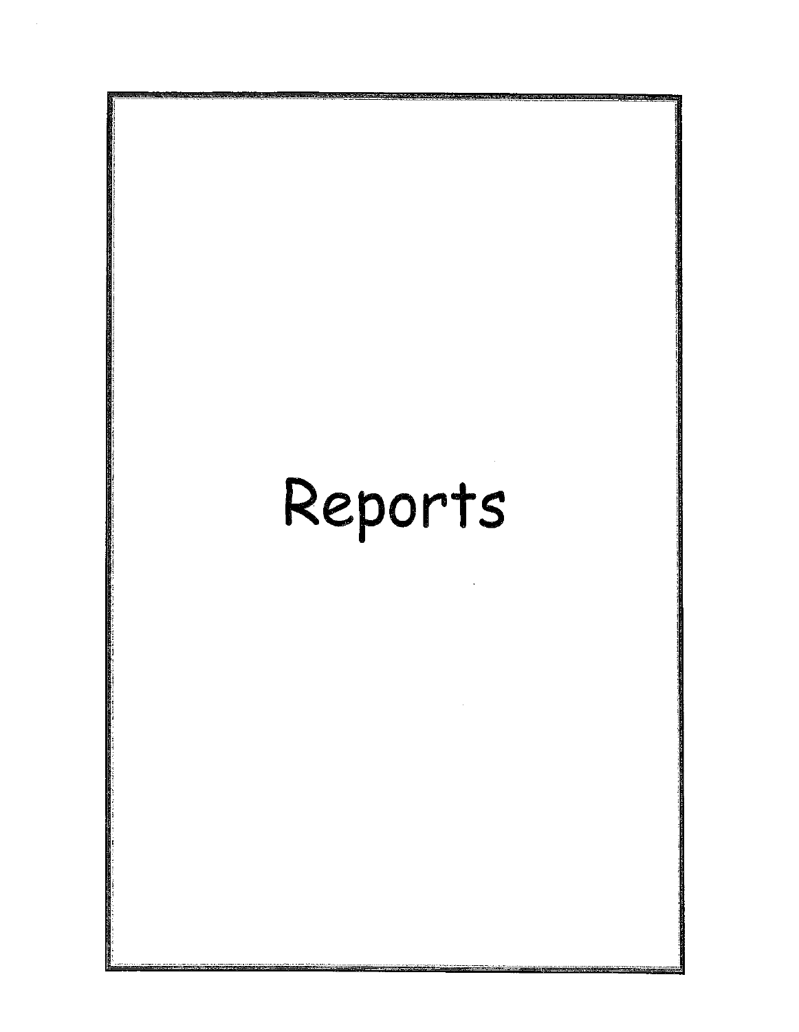# Reports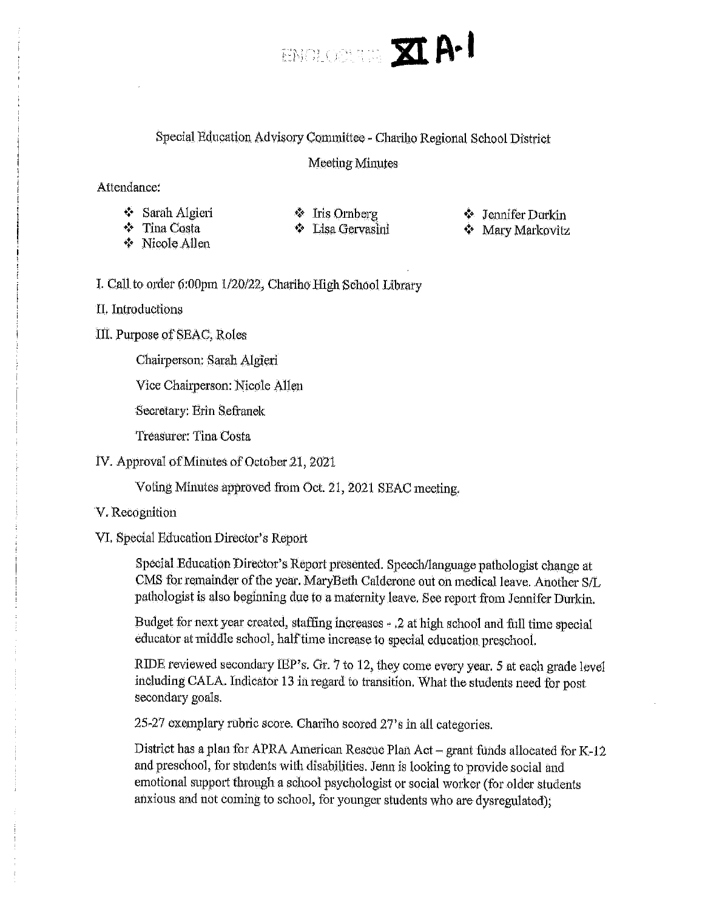ENCLOSURE **XI A-1**

Special Education Advisory Committee - Chariho Regional School District

Meeting Minutes

Attendance:

- Sarah Algieri
- Tina Costa
- Nicole Allen
- Iris Ornberg
- Lisa Gervasini
- Jennifer Durkin
- Mary Markovitz

I. Call to order 6:00pm 1/20/22, Chariho High School Library

II. Introductions

III. Purpose of SEAC, Roles

Chairperson: Sarah Algieri

Vice Chairperson: Nicole Allen

Secretary: Erin Sefranek

Treasurer: Tina Costa

IV. Approval of Minutes of October 21, 2021

Voting Minutes approved from Oct. 21, 2021 SEAC meeting.

V. Recognition

VI. Special Education Director's Report

Special Education Director's Report presented. Speech/language pathologist change at CMS for remainder of the year. MaryBeth Calderone out on medical leave. Another S/L pathologist is also beginning due to a maternity leave. See report from Jennifer Durkin.

Budget for next year created, staffing increases - .2 at high school and full time special educator at middle school, half time increase to special education preschool.

RIDE reviewed secondary IEP's. Gr. 7 to 12, they come every year. 5 at each grade level including CALA. Indicator 13 in regard to transition. What the students need for post secondary goals.

25-27 exemplary rubric score. Chariho scored 27's in all categories.

District has a plan for APRA American Rescue Plan Act – grant funds allocated for K-12 and preschool, for students with disabilities. Jenn is looking to provide social and emotional support through a school psychologist or social worker (for older students anxious and not coming to school, for younger students who are dysregulated);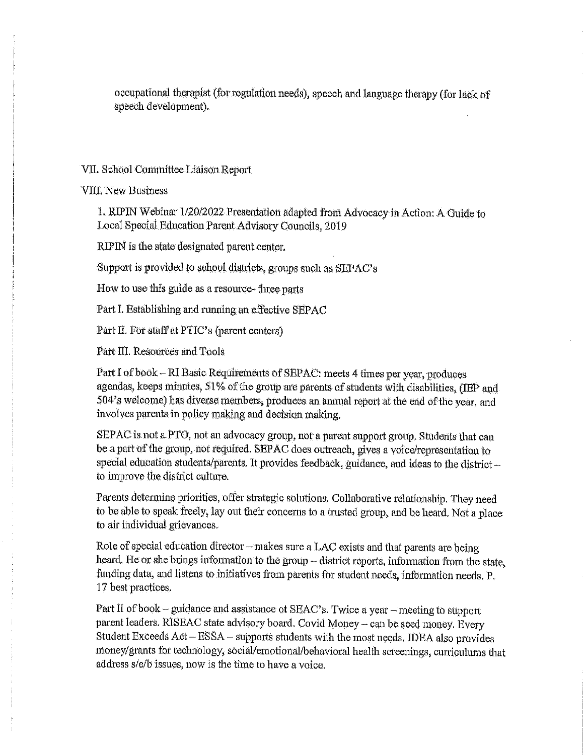occupational therapist (for regulation needs), speech and language therapy (for lack of speech development).

VII. School Committee Liaison Report

VIII. New Business

1. RIPIN Webinar 1/20/2022 Presentation adapted from Advocacy in Action: A Guide to Local Special Education Parent Advisory Councils, 2019

RIPIN is the state designated parent center.

Support is provided to school districts, groups such as SEPAC's

How to use this guide as a resource- three parts

Part I. Establishing and running an effective SEPAC

Part II. For staff at PTIC's (parent centers)

Part III. Resources and Tools

Part I of book – RI Basic Requirements of SEPAC: meets 4 times per year, produces agendas, keeps minutes, 51% of the group are parents of students with disabilities, (IEP and 504's welcome) has diverse members, produces an annual report at the end of the year, and involves parents in policy making and decision making.

SEPAC is not a PTO, not an advocacy group, not a parent support group. Students that can be a part of the group, not required. SEPAC does outreach, gives a voice/representation to special education students/parents. It provides feedback, guidance, and ideas to the district – to improve the district culture.

Parents determine priorities, offer strategic solutions. Collaborative relationship. They need to be able to speak freely, lay out their concerns to a trusted group, and be heard. Not a place to air individual grievances.

Role of special education director – makes sure a LAC exists and that parents are being heard. He or she brings information to the group – district reports, information from the state, funding data, and listens to initiatives from parents for student needs, information needs. P. 17 best practices.

Part II of book – guidance and assistance ot SEAC's. Twice a year – meeting to support parent leaders. RISEAC state advisory board. Covid Money – can be seed money. Every Student Exceeds Act – ESSA – supports students with the most needs. IDEA also provides money/grants for technology, social/emotional/behavioral health screenings, curriculums that address s/e/b issues, now is the time to have a voice.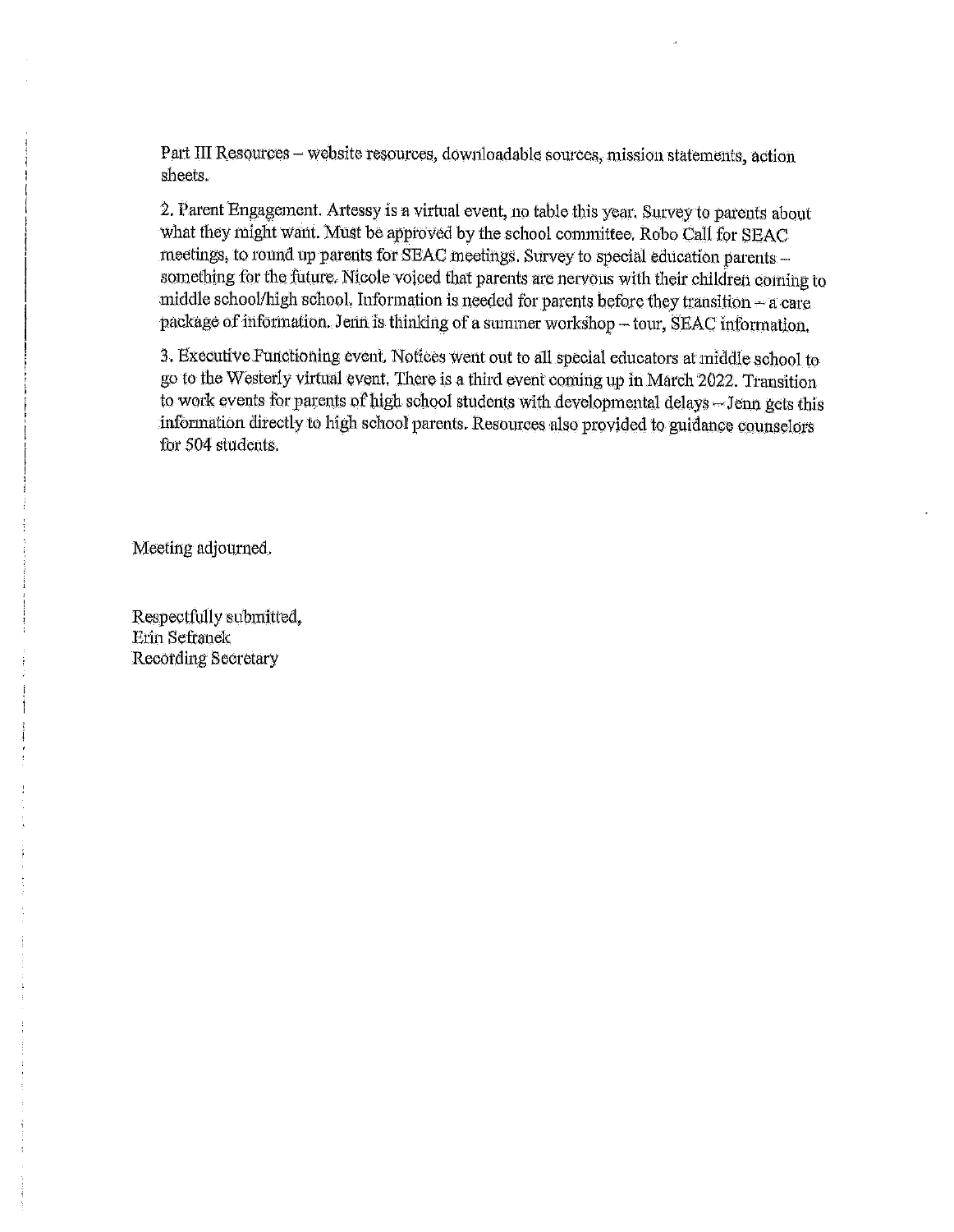Part III Resources – website resources, downloadable sources, mission statements, action sheets.

2. Parent Engagement. Artessy is a virtual event, no table this year. Survey to parents about what they might want. Must be approved by the school committee. Robo Call for SEAC meetings, to round up parents for SEAC meetings. Survey to special education parents – something for the future. Nicole voiced that parents are nervous with their children coming to middle school/high school. Information is needed for parents before they transition – a care package of information. Jenn is thinking of a summer workshop – tour, SEAC information.

3. Executive Functioning event. Notices went out to all special educators at middle school to go to the Westerly virtual event. There is a third event coming up in March 2022. Transition to work events for parents of high school students with developmental delays – Jenn gets this information directly to high school parents. Resources also provided to guidance counselors for 504 students.

Meeting adjourned.

Respectfully submitted,
Erin Sefranek
Recording Secretary